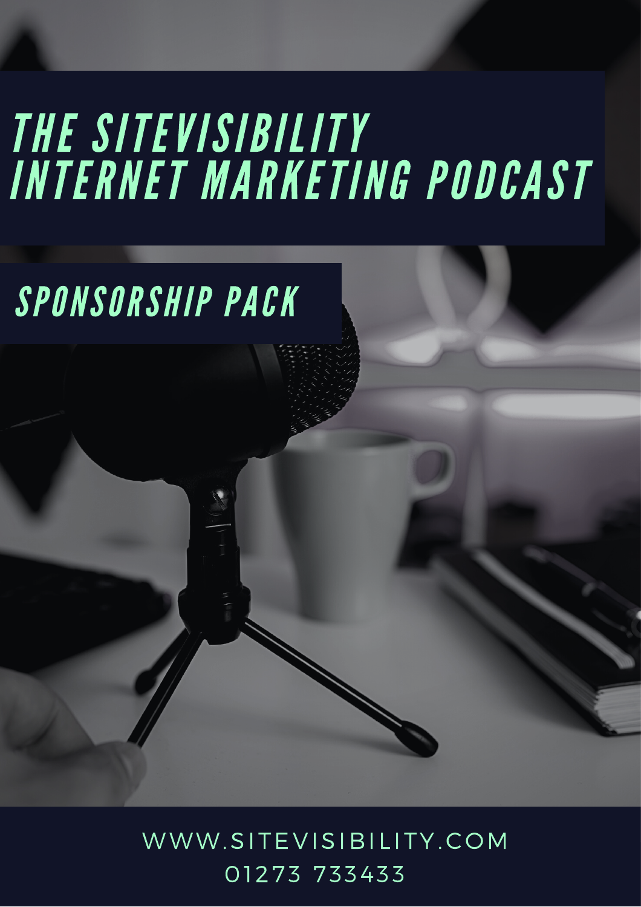# THE SITEVISIBILITY INTERNET MARKETING PODCAST

## SPONSORSHIP PACK

WWW.SITEVISIBILITY.COM
01273 733433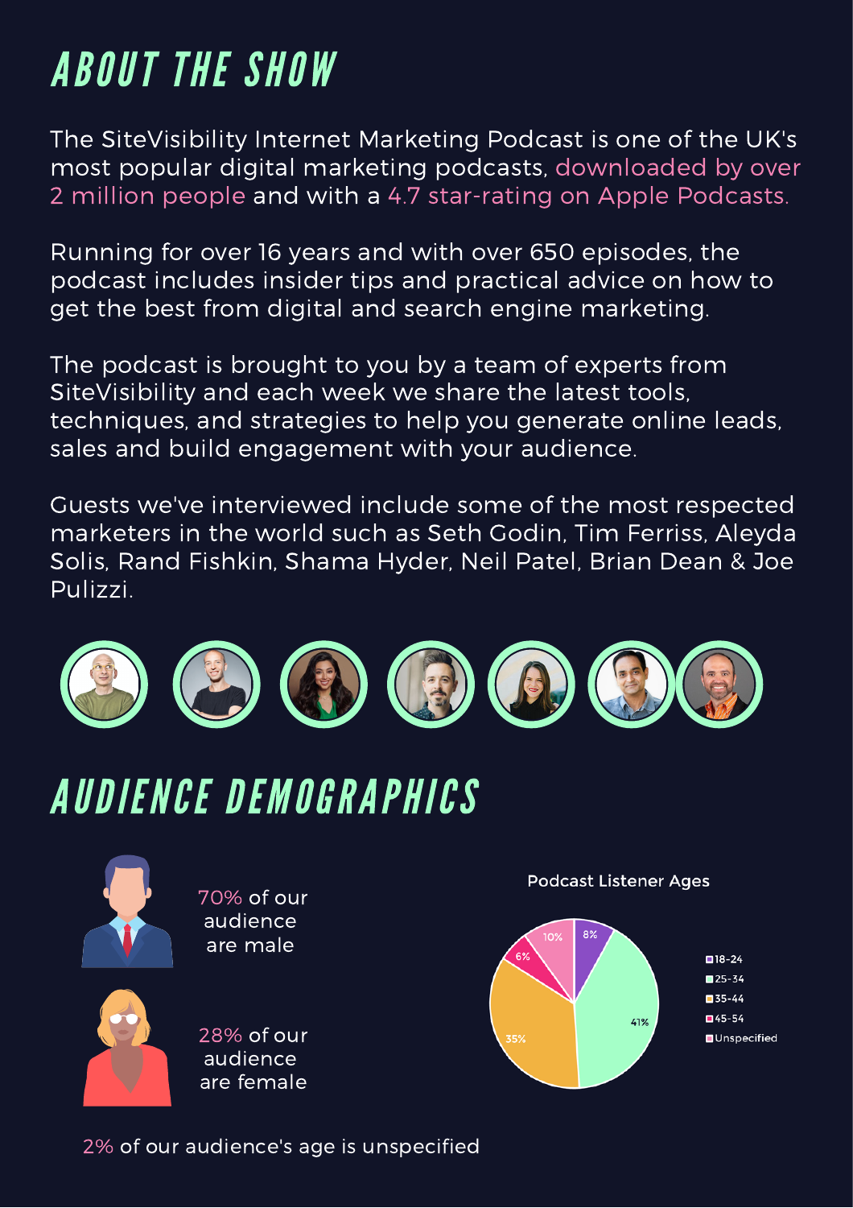# ABOUT THE SHOW

The SiteVisibility Internet Marketing Podcast is one of the UK's most popular digital marketing podcasts, downloaded by over 2 million people and with a 4.7 star-rating on Apple Podcasts.

Running for over 16 years and with over 650 episodes, the podcast includes insider tips and practical advice on how to get the best from digital and search engine marketing.

The podcast is brought to you by a team of experts from SiteVisibility and each week we share the latest tools, techniques, and strategies to help you generate online leads, sales and build engagement with your audience.

Guests we've interviewed include some of the most respected marketers in the world such as Seth Godin, Tim Ferriss, Aleyda Solis, Rand Fishkin, Shama Hyder, Neil Patel, Brian Dean & Joe Pulizzi.

# AUDIENCE DEMOGRAPHICS

70% of our audience are male

28% of our audience are female

**Podcast Listener Ages**

| Age | Share |
| --- | --- |
| 18-24 | 8% |
| 25-34 | 41% |
| 35-44 | 35% |
| 45-54 | 6% |
| Unspecified | 10% |

2% of our audience's age is unspecified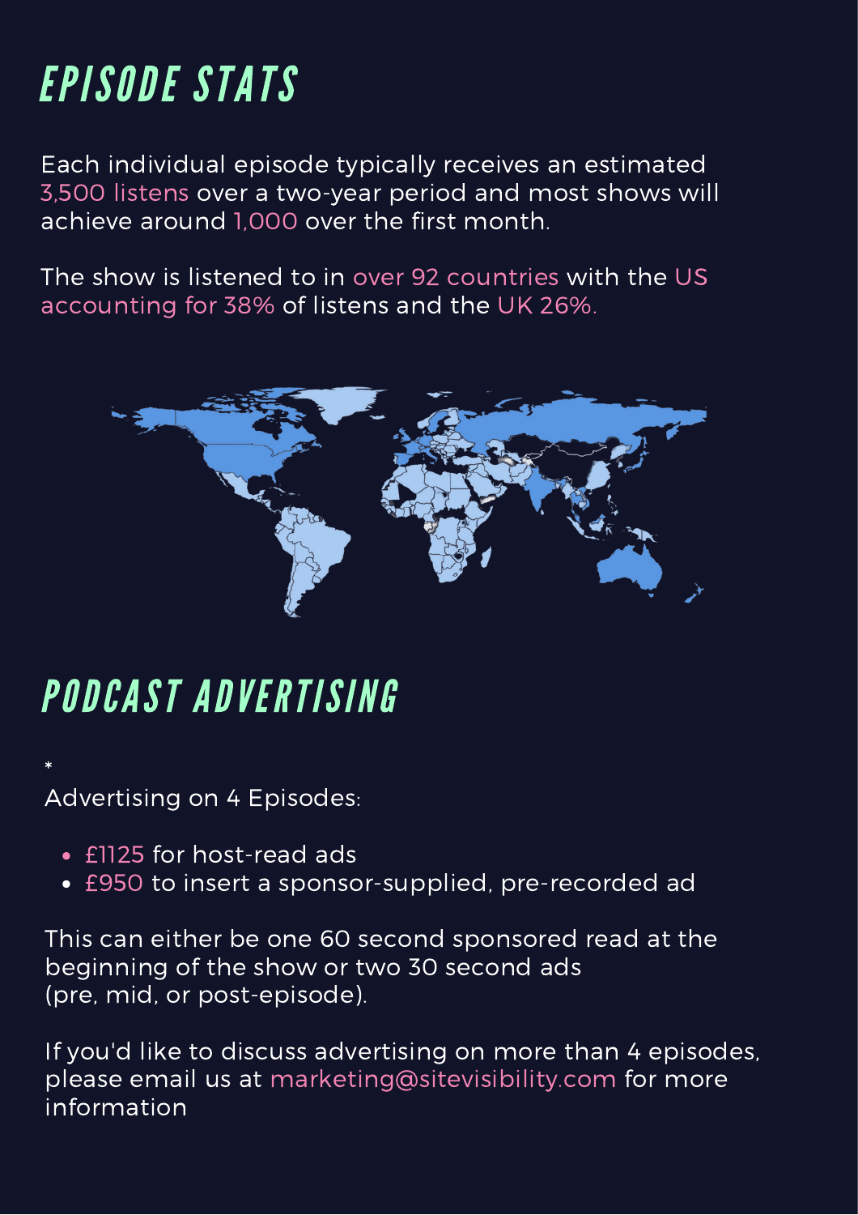# EPISODE STATS

Each individual episode typically receives an estimated 3,500 listens over a two-year period and most shows will achieve around 1,000 over the first month.

The show is listened to in over 92 countries with the US accounting for 38% of listens and the UK 26%.

# PODCAST ADVERTISING

*

Advertising on 4 Episodes:

- £1125 for host-read ads
- £950 to insert a sponsor-supplied, pre-recorded ad

This can either be one 60 second sponsored read at the beginning of the show or two 30 second ads (pre, mid, or post-episode).

If you'd like to discuss advertising on more than 4 episodes, please email us at marketing@sitevisibility.com for more information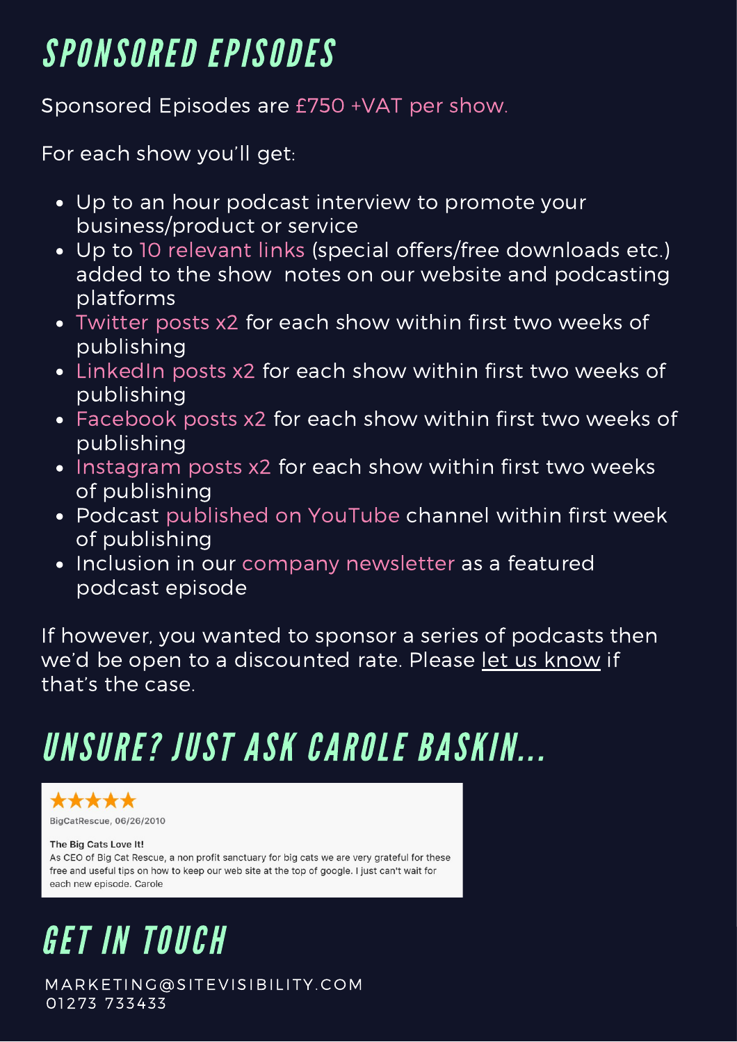# SPONSORED EPISODES

Sponsored Episodes are £750 +VAT per show.

For each show you'll get:

- Up to an hour podcast interview to promote your business/product or service
- Up to 10 relevant links (special offers/free downloads etc.) added to the show notes on our website and podcasting platforms
- Twitter posts x2 for each show within first two weeks of publishing
- LinkedIn posts x2 for each show within first two weeks of publishing
- Facebook posts x2 for each show within first two weeks of publishing
- Instagram posts x2 for each show within first two weeks of publishing
- Podcast published on YouTube channel within first week of publishing
- Inclusion in our company newsletter as a featured podcast episode

If however, you wanted to sponsor a series of podcasts then we'd be open to a discounted rate. Please let us know if that's the case.

# UNSURE? JUST ASK CAROLE BASKIN...

★★★★★

BigCatRescue, 06/26/2010

**The Big Cats Love It!**

As CEO of Big Cat Rescue, a non profit sanctuary for big cats we are very grateful for these free and useful tips on how to keep our web site at the top of google. I just can't wait for each new episode. Carole

# GET IN TOUCH

MARKETING@SITEVISIBILITY.COM
01273 733433